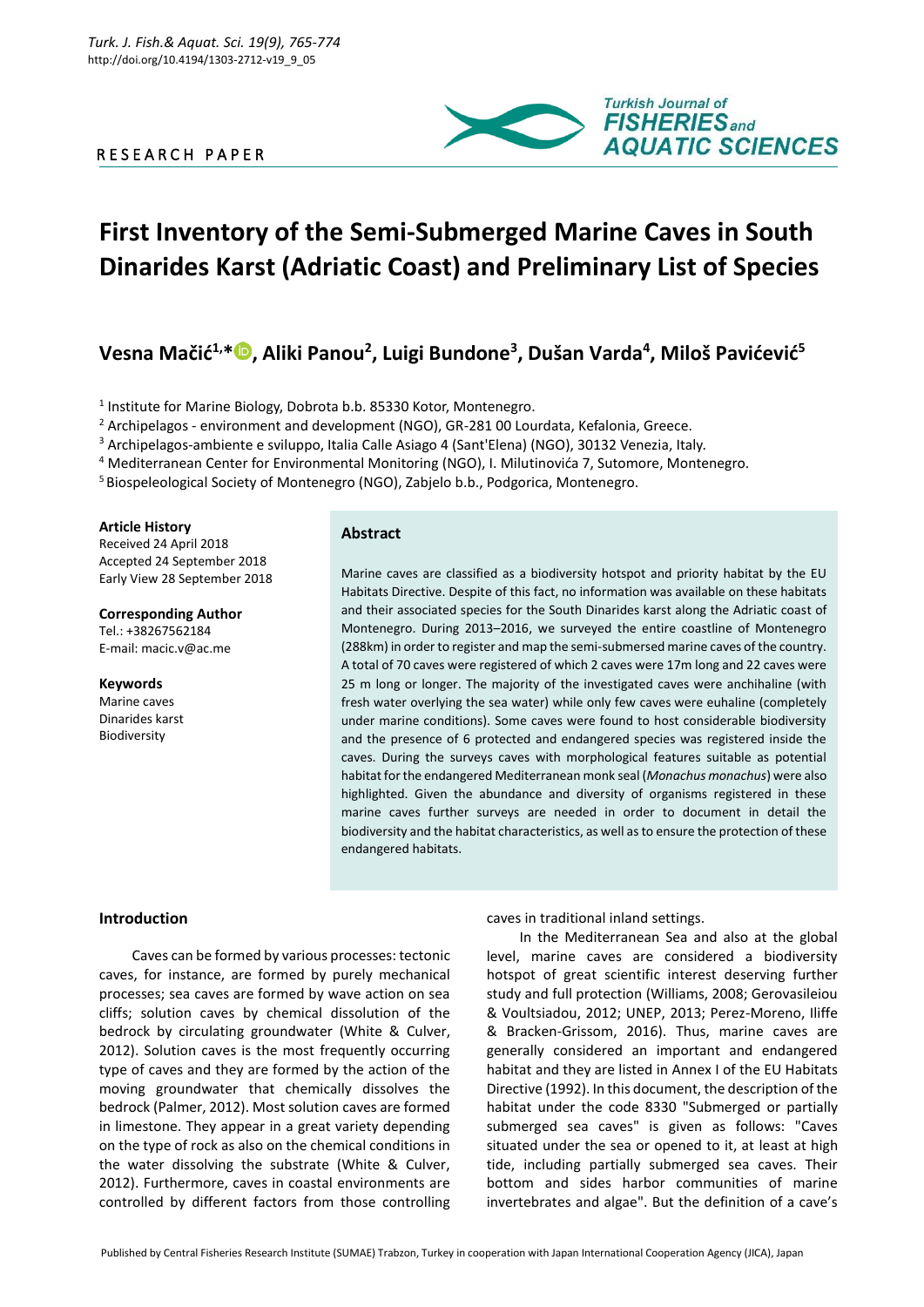RESEARCH PAPER

# First Inventory of the Semi-Submerged Marine Caves in South Dinarides Karst (Adriatic Coast) and Preliminary List of Species

**Vesna Mačić[1,*], Aliki Panou[2], Luigi Bundone[3], Dušan Varda[4], Miloš Pavićević[5]**

[1] Institute for Marine Biology, Dobrota b.b. 85330 Kotor, Montenegro.
[2] Archipelagos - environment and development (NGO), GR-281 00 Lourdata, Kefalonia, Greece.
[3] Archipelagos-ambiente e sviluppo, Italia Calle Asiago 4 (Sant'Elena) (NGO), 30132 Venezia, Italy.
[4] Mediterranean Center for Environmental Monitoring (NGO), I. Milutinovića 7, Sutomore, Montenegro.
[5] Biospeleological Society of Montenegro (NGO), Zabjelo b.b., Podgorica, Montenegro.

**Article History**
Received 24 April 2018
Accepted 24 September 2018
Early View 28 September 2018

**Corresponding Author**
Tel.: +38267562184
E-mail: macic.v@ac.me

**Keywords**
Marine caves
Dinarides karst
Biodiversity

## Abstract

Marine caves are classified as a biodiversity hotspot and priority habitat by the EU Habitats Directive. Despite of this fact, no information was available on these habitats and their associated species for the South Dinarides karst along the Adriatic coast of Montenegro. During 2013–2016, we surveyed the entire coastline of Montenegro (288km) in order to register and map the semi-submersed marine caves of the country. A total of 70 caves were registered of which 2 caves were 17m long and 22 caves were 25 m long or longer. The majority of the investigated caves were anchihaline (with fresh water overlying the sea water) while only few caves were euhaline (completely under marine conditions). Some caves were found to host considerable biodiversity and the presence of 6 protected and endangered species was registered inside the caves. During the surveys caves with morphological features suitable as potential habitat for the endangered Mediterranean monk seal (*Monachus monachus*) were also highlighted. Given the abundance and diversity of organisms registered in these marine caves further surveys are needed in order to document in detail the biodiversity and the habitat characteristics, as well as to ensure the protection of these endangered habitats.

## Introduction

Caves can be formed by various processes: tectonic caves, for instance, are formed by purely mechanical processes; sea caves are formed by wave action on sea cliffs; solution caves by chemical dissolution of the bedrock by circulating groundwater (White & Culver, 2012). Solution caves is the most frequently occurring type of caves and they are formed by the action of the moving groundwater that chemically dissolves the bedrock (Palmer, 2012). Most solution caves are formed in limestone. They appear in a great variety depending on the type of rock as also on the chemical conditions in the water dissolving the substrate (White & Culver, 2012). Furthermore, caves in coastal environments are controlled by different factors from those controlling caves in traditional inland settings.

In the Mediterranean Sea and also at the global level, marine caves are considered a biodiversity hotspot of great scientific interest deserving further study and full protection (Williams, 2008; Gerovasileiou & Voultsiadou, 2012; UNEP, 2013; Perez-Moreno, Iliffe & Bracken-Grissom, 2016). Thus, marine caves are generally considered an important and endangered habitat and they are listed in Annex I of the EU Habitats Directive (1992). In this document, the description of the habitat under the code 8330 "Submerged or partially submerged sea caves" is given as follows: "Caves situated under the sea or opened to it, at least at high tide, including partially submerged sea caves. Their bottom and sides harbor communities of marine invertebrates and algae". But the definition of a cave's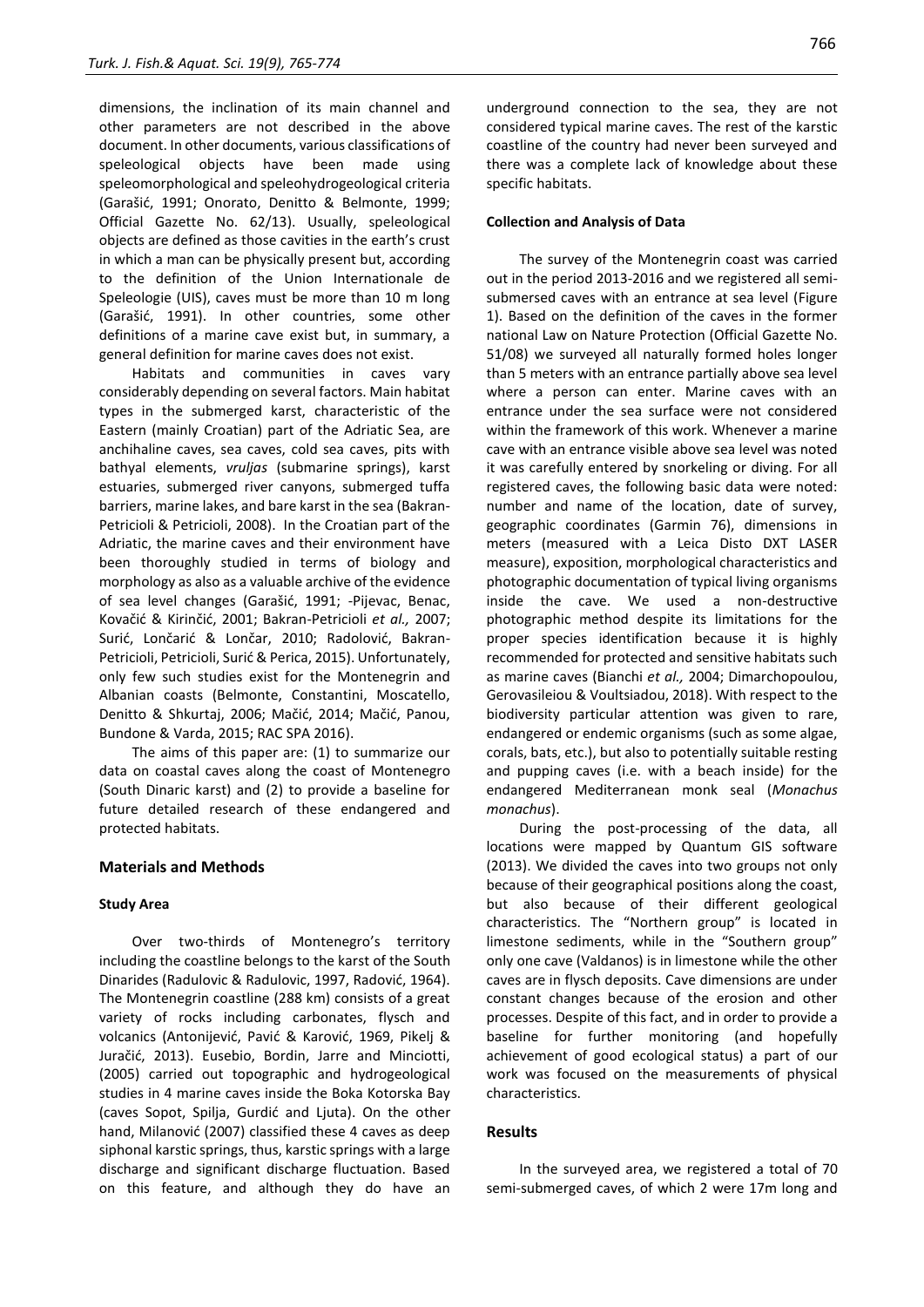dimensions, the inclination of its main channel and other parameters are not described in the above document. In other documents, various classifications of speleological objects have been made using speleomorphological and speleohydrogeological criteria (Garašić, 1991; Onorato, Denitto & Belmonte, 1999; Official Gazette No. 62/13). Usually, speleological objects are defined as those cavities in the earth's crust in which a man can be physically present but, according to the definition of the Union Internationale de Speleologie (UIS), caves must be more than 10 m long (Garašić, 1991). In other countries, some other definitions of a marine cave exist but, in summary, a general definition for marine caves does not exist.

Habitats and communities in caves vary considerably depending on several factors. Main habitat types in the submerged karst, characteristic of the Eastern (mainly Croatian) part of the Adriatic Sea, are anchihaline caves, sea caves, cold sea caves, pits with bathyal elements, *vruljas* (submarine springs), karst estuaries, submerged river canyons, submerged tuffa barriers, marine lakes, and bare karst in the sea (Bakran-Petricioli & Petricioli, 2008). In the Croatian part of the Adriatic, the marine caves and their environment have been thoroughly studied in terms of biology and morphology as also as a valuable archive of the evidence of sea level changes (Garašić, 1991; -Pijevac, Benac, Kovačić & Kirinčić, 2001; Bakran-Petricioli *et al.,* 2007; Surić, Lončarić & Lončar, 2010; Radolović, Bakran-Petricioli, Petricioli, Surić & Perica, 2015). Unfortunately, only few such studies exist for the Montenegrin and Albanian coasts (Belmonte, Constantini, Moscatello, Denitto & Shkurtaj, 2006; Mačić, 2014; Mačić, Panou, Bundone & Varda, 2015; RAC SPA 2016).

The aims of this paper are: (1) to summarize our data on coastal caves along the coast of Montenegro (South Dinaric karst) and (2) to provide a baseline for future detailed research of these endangered and protected habitats.

## Materials and Methods

### Study Area

Over two-thirds of Montenegro's territory including the coastline belongs to the karst of the South Dinarides (Radulovic & Radulovic, 1997, Radović, 1964). The Montenegrin coastline (288 km) consists of a great variety of rocks including carbonates, flysch and volcanics (Antonijević, Pavić & Karović, 1969, Pikelj & Juračić, 2013). Eusebio, Bordin, Jarre and Minciotti, (2005) carried out topographic and hydrogeological studies in 4 marine caves inside the Boka Kotorska Bay (caves Sopot, Spilja, Gurdić and Ljuta). On the other hand, Milanović (2007) classified these 4 caves as deep siphonal karstic springs, thus, karstic springs with a large discharge and significant discharge fluctuation. Based on this feature, and although they do have an underground connection to the sea, they are not considered typical marine caves. The rest of the karstic coastline of the country had never been surveyed and there was a complete lack of knowledge about these specific habitats.

### Collection and Analysis of Data

The survey of the Montenegrin coast was carried out in the period 2013-2016 and we registered all semi-submersed caves with an entrance at sea level (Figure 1). Based on the definition of the caves in the former national Law on Nature Protection (Official Gazette No. 51/08) we surveyed all naturally formed holes longer than 5 meters with an entrance partially above sea level where a person can enter. Marine caves with an entrance under the sea surface were not considered within the framework of this work. Whenever a marine cave with an entrance visible above sea level was noted it was carefully entered by snorkeling or diving. For all registered caves, the following basic data were noted: number and name of the location, date of survey, geographic coordinates (Garmin 76), dimensions in meters (measured with a Leica Disto DXT LASER measure), exposition, morphological characteristics and photographic documentation of typical living organisms inside the cave. We used a non-destructive photographic method despite its limitations for the proper species identification because it is highly recommended for protected and sensitive habitats such as marine caves (Bianchi *et al.,* 2004; Dimarchopoulou, Gerovasileiou & Voultsiadou, 2018). With respect to the biodiversity particular attention was given to rare, endangered or endemic organisms (such as some algae, corals, bats, etc.), but also to potentially suitable resting and pupping caves (i.e. with a beach inside) for the endangered Mediterranean monk seal (*Monachus monachus*).

During the post-processing of the data, all locations were mapped by Quantum GIS software (2013). We divided the caves into two groups not only because of their geographical positions along the coast, but also because of their different geological characteristics. The "Northern group" is located in limestone sediments, while in the "Southern group" only one cave (Valdanos) is in limestone while the other caves are in flysch deposits. Cave dimensions are under constant changes because of the erosion and other processes. Despite of this fact, and in order to provide a baseline for further monitoring (and hopefully achievement of good ecological status) a part of our work was focused on the measurements of physical characteristics.

## Results

In the surveyed area, we registered a total of 70 semi-submerged caves, of which 2 were 17m long and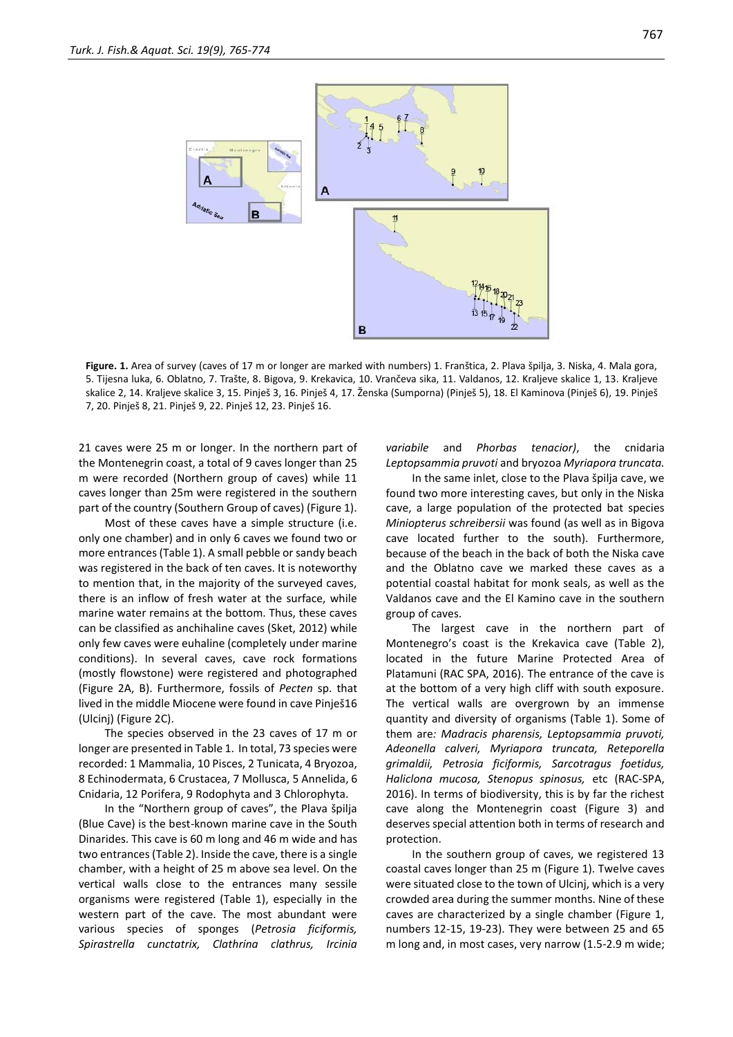**Figure. 1.** Area of survey (caves of 17 m or longer are marked with numbers) 1. Franštica, 2. Plava špilja, 3. Niska, 4. Mala gora, 5. Tijesna luka, 6. Oblatno, 7. Trašte, 8. Bigova, 9. Krekavica, 10. Vrančeva sika, 11. Valdanos, 12. Kraljeve skalice 1, 13. Kraljeve skalice 2, 14. Kraljeve skalice 3, 15. Pinješ 3, 16. Pinješ 4, 17. Ženska (Sumporna) (Pinješ 5), 18. El Kaminova (Pinješ 6), 19. Pinješ 7, 20. Pinješ 8, 21. Pinješ 9, 22. Pinješ 12, 23. Pinješ 16.

21 caves were 25 m or longer. In the northern part of the Montenegrin coast, a total of 9 caves longer than 25 m were recorded (Northern group of caves) while 11 caves longer than 25m were registered in the southern part of the country (Southern Group of caves) (Figure 1).

Most of these caves have a simple structure (i.e. only one chamber) and in only 6 caves we found two or more entrances (Table 1). A small pebble or sandy beach was registered in the back of ten caves. It is noteworthy to mention that, in the majority of the surveyed caves, there is an inflow of fresh water at the surface, while marine water remains at the bottom. Thus, these caves can be classified as anchihaline caves (Sket, 2012) while only few caves were euhaline (completely under marine conditions). In several caves, cave rock formations (mostly flowstone) were registered and photographed (Figure 2A, B). Furthermore, fossils of *Pecten* sp. that lived in the middle Miocene were found in cave Pinješ16 (Ulcinj) (Figure 2C).

The species observed in the 23 caves of 17 m or longer are presented in Table 1. In total, 73 species were recorded: 1 Mammalia, 10 Pisces, 2 Tunicata, 4 Bryozoa, 8 Echinodermata, 6 Crustacea, 7 Mollusca, 5 Annelida, 6 Cnidaria, 12 Porifera, 9 Rodophyta and 3 Chlorophyta.

In the "Northern group of caves", the Plava špilja (Blue Cave) is the best-known marine cave in the South Dinarides. This cave is 60 m long and 46 m wide and has two entrances (Table 2). Inside the cave, there is a single chamber, with a height of 25 m above sea level. On the vertical walls close to the entrances many sessile organisms were registered (Table 1), especially in the western part of the cave. The most abundant were various species of sponges (*Petrosia ficiformis, Spirastrella cunctatrix, Clathrina clathrus, Ircinia variabile* and *Phorbas tenacior)*, the cnidaria *Leptopsammia pruvoti* and bryozoa *Myriapora truncata.*

In the same inlet, close to the Plava špilja cave, we found two more interesting caves, but only in the Niska cave, a large population of the protected bat species *Miniopterus schreibersii* was found (as well as in Bigova cave located further to the south). Furthermore, because of the beach in the back of both the Niska cave and the Oblatno cave we marked these caves as a potential coastal habitat for monk seals, as well as the Valdanos cave and the El Kamino cave in the southern group of caves.

The largest cave in the northern part of Montenegro's coast is the Krekavica cave (Table 2), located in the future Marine Protected Area of Platamuni (RAC SPA, 2016). The entrance of the cave is at the bottom of a very high cliff with south exposure. The vertical walls are overgrown by an immense quantity and diversity of organisms (Table 1). Some of them are*: Madracis pharensis, Leptopsammia pruvoti, Adeonella calveri, Myriapora truncata, Reteporella grimaldii, Petrosia ficiformis, Sarcotragus foetidus, Haliclona mucosa, Stenopus spinosus,* etc (RAC-SPA, 2016). In terms of biodiversity, this is by far the richest cave along the Montenegrin coast (Figure 3) and deserves special attention both in terms of research and protection.

In the southern group of caves, we registered 13 coastal caves longer than 25 m (Figure 1). Twelve caves were situated close to the town of Ulcinj, which is a very crowded area during the summer months. Nine of these caves are characterized by a single chamber (Figure 1, numbers 12-15, 19-23). They were between 25 and 65 m long and, in most cases, very narrow (1.5-2.9 m wide;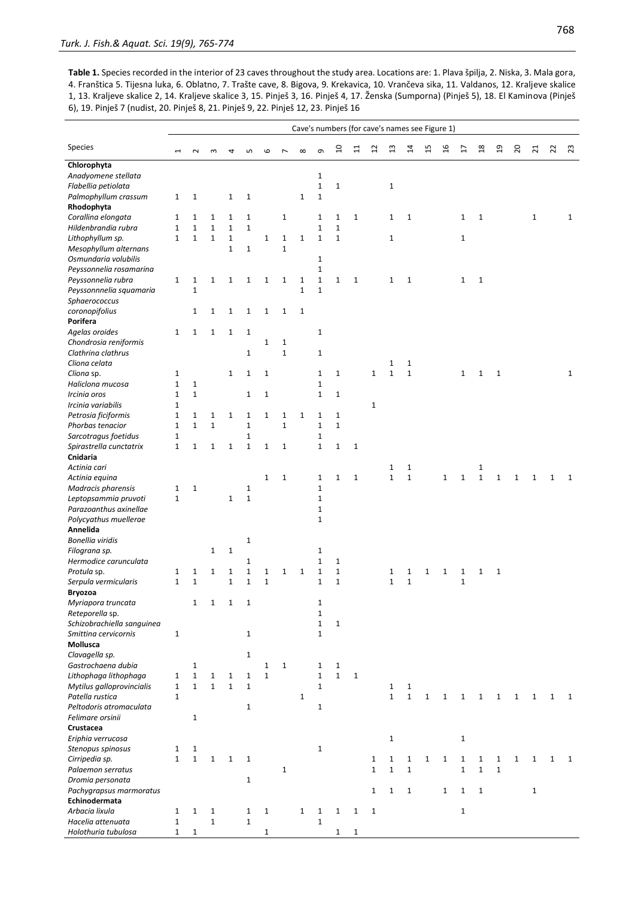**Table 1.** Species recorded in the interior of 23 caves throughout the study area. Locations are: 1. Plava špilja, 2. Niska, 3. Mala gora, 4. Franštica 5. Tijesna luka, 6. Oblatno, 7. Trašte cave, 8. Bigova, 9. Krekavica, 10. Vrančeva sika, 11. Valdanos, 12. Kraljeve skalice 1, 13. Kraljeve skalice 2, 14. Kraljeve skalice 3, 15. Pinješ 3, 16. Pinješ 4, 17. Ženska (Sumporna) (Pinješ 5), 18. El Kaminova (Pinješ 6), 19. Pinješ 7 (nudist, 20. Pinješ 8, 21. Pinješ 9, 22. Pinješ 12, 23. Pinješ 16

| Species | Cave's numbers (for cave's names see Figure 1) | | | | | | | | | | | | | | | | | | | | | | |
|---|---|---|---|---|---|---|---|---|---|---|---|---|---|---|---|---|---|---|---|---|---|---|---|
| | 1 | 2 | 3 | 4 | 5 | 6 | 7 | 8 | 9 | 10 | 11 | 12 | 13 | 14 | 15 | 16 | 17 | 18 | 19 | 20 | 21 | 22 | 23 |
| **Chlorophyta** | | | | | | | | | | | | | | | | | | | | | | | |
| *Anadyomene stellata* | | | | | | | | | 1 | | | | | | | | | | | | | | |
| *Flabellia petiolata* | | | | | | | | | 1 | 1 | | | 1 | | | | | | | | | | |
| *Palmophyllum crassum* | 1 | 1 | | 1 | 1 | | | 1 | 1 | | | | | | | | | | | | | | |
| **Rhodophyta** | | | | | | | | | | | | | | | | | | | | | | | |
| *Corallina elongata* | 1 | 1 | 1 | 1 | 1 | | 1 | | 1 | 1 | 1 | | 1 | 1 | | | 1 | 1 | | | 1 | | 1 |
| *Hildenbrandia rubra* | 1 | 1 | 1 | 1 | 1 | | | | 1 | 1 | | | | | | | | | | | | | |
| *Lithophyllum sp.* | 1 | 1 | 1 | 1 | | 1 | 1 | 1 | 1 | 1 | | | 1 | | | | 1 | | | | | | |
| *Mesophyllum alternans* | | | | 1 | 1 | | 1 | | | | | | | | | | | | | | | | |
| *Osmundaria volubilis* | | | | | | | | | 1 | | | | | | | | | | | | | | |
| *Peyssonnelia rosamarina* | | | | | | | | | 1 | | | | | | | | | | | | | | |
| *Peyssonnelia rubra* | 1 | 1 | 1 | 1 | 1 | 1 | 1 | 1 | 1 | 1 | 1 | | 1 | 1 | | | 1 | 1 | | | | | |
| *Peyssonnnelia squamaria* | | 1 | | | | | | 1 | 1 | | | | | | | | | | | | | | |
| *Sphaerococcus coronopifolius* | | 1 | 1 | 1 | 1 | 1 | 1 | 1 | | | | | | | | | | | | | | | |
| **Porifera** | | | | | | | | | | | | | | | | | | | | | | | |
| *Agelas oroides* | 1 | 1 | 1 | 1 | 1 | | | | 1 | | | | | | | | | | | | | | |
| *Chondrosia reniformis* | | | | | | 1 | 1 | | | | | | | | | | | | | | | | |
| *Clathrina clathrus* | | | | | 1 | | 1 | | 1 | | | | | | | | | | | | | | |
| *Cliona celata* | | | | | | | | | | | | | 1 | 1 | | | | | | | | | |
| *Cliona* sp. | 1 | | | 1 | 1 | 1 | | | 1 | 1 | | 1 | 1 | 1 | | | 1 | 1 | 1 | | | | 1 |
| *Haliclona mucosa* | 1 | 1 | | | | | | | 1 | | | | | | | | | | | | | | |
| *Ircinia oros* | 1 | 1 | | | 1 | 1 | | | 1 | 1 | | | | | | | | | | | | | |
| *Ircinia variabilis* | 1 | | | | | | | | | | | 1 | | | | | | | | | | | |
| *Petrosia ficiformis* | 1 | 1 | 1 | 1 | 1 | 1 | 1 | 1 | 1 | 1 | | | | | | | | | | | | | |
| *Phorbas tenacior* | 1 | 1 | 1 | | 1 | | 1 | | 1 | 1 | | | | | | | | | | | | | |
| *Sarcotragus foetidus* | 1 | | | | 1 | | | | 1 | | | | | | | | | | | | | | |
| *Spirastrella cunctatrix* | 1 | 1 | 1 | 1 | 1 | 1 | 1 | | 1 | 1 | 1 | | | | | | | | | | | | |
| **Cnidaria** | | | | | | | | | | | | | | | | | | | | | | | |
| *Actinia cari* | | | | | | | | | | | | | 1 | 1 | | | | 1 | | | | | |
| *Actinia equina* | | | | | | 1 | 1 | | 1 | 1 | 1 | | 1 | 1 | | 1 | 1 | 1 | 1 | 1 | 1 | 1 | 1 |
| *Madracis pharensis* | 1 | 1 | | | 1 | | | | 1 | | | | | | | | | | | | | | |
| *Leptopsammia pruvoti* | 1 | | | 1 | 1 | | | | 1 | | | | | | | | | | | | | | |
| *Parazoanthus axinellae* | | | | | | | | | 1 | | | | | | | | | | | | | | |
| *Polycyathus muellerae* | | | | | | | | | 1 | | | | | | | | | | | | | | |
| **Annelida** | | | | | | | | | | | | | | | | | | | | | | | |
| *Bonellia viridis* | | | | | 1 | | | | | | | | | | | | | | | | | | |
| *Filograna sp.* | | | 1 | 1 | | | | | 1 | | | | | | | | | | | | | | |
| *Hermodice carunculata* | | | | | 1 | | | | 1 | 1 | | | | | | | | | | | | | |
| *Protula* sp. | 1 | 1 | 1 | 1 | 1 | 1 | 1 | 1 | 1 | 1 | | | 1 | 1 | 1 | 1 | 1 | 1 | 1 | | | | |
| *Serpula vermicularis* | 1 | 1 | | 1 | 1 | 1 | | | 1 | 1 | | | 1 | 1 | | | 1 | | | | | | |
| **Bryozoa** | | | | | | | | | | | | | | | | | | | | | | | |
| *Myriapora truncata* | | 1 | 1 | 1 | 1 | | | | 1 | | | | | | | | | | | | | | |
| *Reteporella* sp. | | | | | | | | | 1 | | | | | | | | | | | | | | |
| *Schizobrachiella sanguinea* | | | | | | | | | 1 | 1 | | | | | | | | | | | | | |
| *Smittina cervicornis* | 1 | | | | 1 | | | | 1 | | | | | | | | | | | | | | |
| **Mollusca** | | | | | | | | | | | | | | | | | | | | | | | |
| *Clavagella sp.* | | | | | 1 | | | | | | | | | | | | | | | | | | |
| *Gastrochaena dubia* | | 1 | | | | 1 | 1 | | 1 | 1 | | | | | | | | | | | | | |
| *Lithophaga lithophaga* | 1 | 1 | 1 | 1 | 1 | 1 | | | 1 | 1 | 1 | | | | | | | | | | | | |
| *Mytilus galloprovincialis* | 1 | 1 | 1 | 1 | 1 | | | | 1 | | | | 1 | 1 | | | | | | | | | |
| *Patella rustica* | 1 | | | | | | | 1 | | | | | 1 | 1 | 1 | 1 | 1 | 1 | 1 | 1 | 1 | 1 | 1 |
| *Peltodoris atromaculata* | | | | | 1 | | | | 1 | | | | | | | | | | | | | | |
| *Felimare orsinii* | | 1 | | | | | | | | | | | | | | | | | | | | | |
| **Crustacea** | | | | | | | | | | | | | | | | | | | | | | | |
| *Eriphia verrucosa* | | | | | | | | | | | | | 1 | | | | 1 | | | | | | |
| *Stenopus spinosus* | 1 | 1 | | | | | | | 1 | | | | | | | | | | | | | | |
| *Cirripedia sp.* | 1 | 1 | 1 | 1 | 1 | | | | | | | 1 | 1 | 1 | 1 | 1 | 1 | 1 | 1 | 1 | 1 | 1 | 1 |
| *Palaemon serratus* | | | | | | | 1 | | | | | 1 | 1 | 1 | | | 1 | 1 | 1 | | | | |
| *Dromia personata* | | | | | 1 | | | | | | | | | | | | | | | | | | |
| *Pachygrapsus marmoratus* | | | | | | | | | | | | 1 | 1 | 1 | | 1 | 1 | 1 | | | 1 | | |
| **Echinodermata** | | | | | | | | | | | | | | | | | | | | | | | |
| *Arbacia lixula* | 1 | 1 | 1 | | 1 | 1 | | 1 | 1 | 1 | 1 | 1 | | | | | 1 | | | | | | |
| *Hacelia attenuata* | 1 | | 1 | | 1 | | | | 1 | | | | | | | | | | | | | | |
| *Holothuria tubulosa* | 1 | 1 | | | | 1 | | | | 1 | 1 | | | | | | | | | | | | |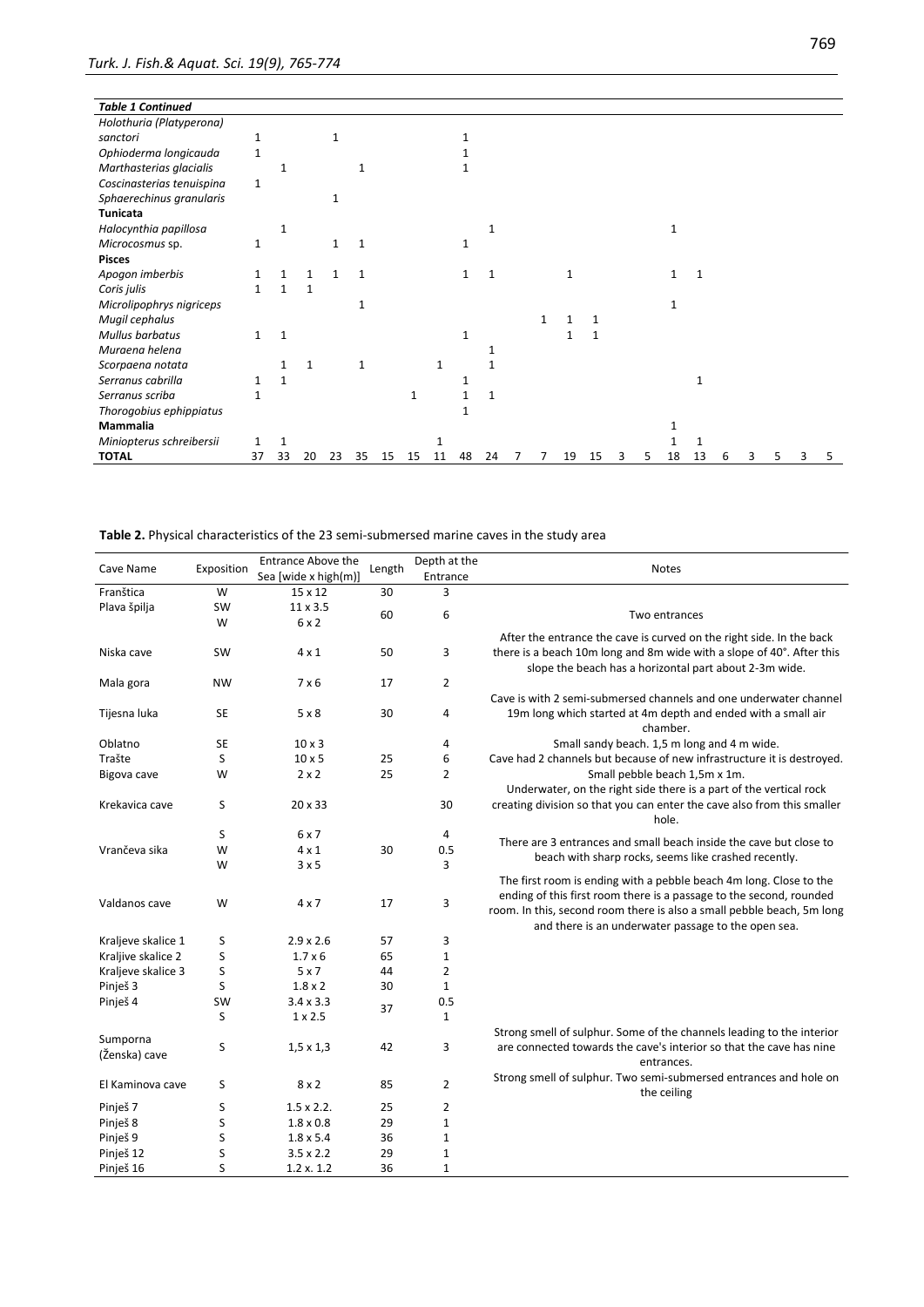| *Table 1 Continued* | | | | | | | | | | | | | | | | | | | | | | | |
|---|---|---|---|---|---|---|---|---|---|---|---|---|---|---|---|---|---|---|---|---|---|---|---|
| *Holothuria (Platyperona) sanctori* | 1 | | | 1 | | | | | 1 | | | | | | | | | | | | | | |
| *Ophioderma longicauda* | 1 | | | | | | | | 1 | | | | | | | | | | | | | | |
| *Marthasterias glacialis* | | 1 | | | 1 | | | | 1 | | | | | | | | | | | | | | |
| *Coscinasterias tenuispina* | 1 | | | | | | | | | | | | | | | | | | | | | | |
| *Sphaerechinus granularis* | | | | 1 | | | | | | | | | | | | | | | | | | | |
| **Tunicata** | | | | | | | | | | | | | | | | | | | | | | | |
| *Halocynthia papillosa* | | 1 | | | | | | | | 1 | | | | | | | 1 | | | | | | |
| *Microcosmus* sp. | 1 | | | 1 | 1 | | | | 1 | | | | | | | | | | | | | | |
| **Pisces** | | | | | | | | | | | | | | | | | | | | | | | |
| *Apogon imberbis* | 1 | 1 | 1 | 1 | 1 | | | | 1 | 1 | | | 1 | | | | 1 | 1 | | | | | |
| *Coris julis* | 1 | 1 | 1 | | | | | | | | | | | | | | | | | | | | |
| *Microlipophrys nigriceps* | | | | | 1 | | | | | | | | | | | | 1 | | | | | | |
| *Mugil cephalus* | | | | | | | | | | | | 1 | 1 | 1 | | | | | | | | | |
| *Mullus barbatus* | 1 | 1 | | | | | | | 1 | | | | 1 | 1 | | | | | | | | | |
| *Muraena helena* | | | | | | | | | | 1 | | | | | | | | | | | | | |
| *Scorpaena notata* | | 1 | 1 | | 1 | | | 1 | | 1 | | | | | | | | | | | | | |
| *Serranus cabrilla* | 1 | 1 | | | | | | | 1 | | | | | | | | | 1 | | | | | |
| *Serranus scriba* | 1 | | | | | | 1 | | 1 | 1 | | | | | | | | | | | | | |
| *Thorogobius ephippiatus* | | | | | | | | | 1 | | | | | | | | | | | | | | |
| **Mammalia** | | | | | | | | | | | | | | | | | | | | | | | |
| *Miniopterus schreibersii* | 1 | 1 | | | | | | 1 | | | | | | | | | 1 | 1 | | | | | |
| **TOTAL** | 37 | 33 | 20 | 23 | 35 | 15 | 15 | 11 | 48 | 24 | 7 | 7 | 19 | 15 | 3 | 5 | 18 | 13 | 6 | 3 | 5 | 3 | 5 |

**Table 2.** Physical characteristics of the 23 semi-submersed marine caves in the study area

| Cave Name | Exposition | Entrance Above the Sea [wide x high(m)] | Length | Depth at the Entrance | Notes |
|---|---|---|---|---|---|
| Franštica | W | 15 x 12 | 30 | 3 | |
| Plava špilja | SW | 11 x 3.5 | 60 | 6 | Two entrances |
| | W | 6 x 2 | | | |
| Niska cave | SW | 4 x 1 | 50 | 3 | After the entrance the cave is curved on the right side. In the back there is a beach 10m long and 8m wide with a slope of 40°. After this slope the beach has a horizontal part about 2-3m wide. |
| Mala gora | NW | 7 x 6 | 17 | 2 | |
| Tijesna luka | SE | 5 x 8 | 30 | 4 | Cave is with 2 semi-submersed channels and one underwater channel 19m long which started at 4m depth and ended with a small air chamber. |
| Oblatno | SE | 10 x 3 | | 4 | Small sandy beach. 1,5 m long and 4 m wide. |
| Trašte | S | 10 x 5 | 25 | 6 | Cave had 2 channels but because of new infrastructure it is destroyed. |
| Bigova cave | W | 2 x 2 | 25 | 2 | Small pebble beach 1,5m x 1m. |
| Krekavica cave | S | 20 x 33 | | 30 | Underwater, on the right side there is a part of the vertical rock creating division so that you can enter the cave also from this smaller hole. |
| Vrančeva sika | S | 6 x 7 | 30 | 4 | There are 3 entrances and small beach inside the cave but close to beach with sharp rocks, seems like crashed recently. |
| | W | 4 x 1 | | 0.5 | |
| | W | 3 x 5 | | 3 | |
| Valdanos cave | W | 4 x 7 | 17 | 3 | The first room is ending with a pebble beach 4m long. Close to the ending of this first room there is a passage to the second, rounded room. In this, second room there is also a small pebble beach, 5m long and there is an underwater passage to the open sea. |
| Kraljeve skalice 1 | S | 2.9 x 2.6 | 57 | 3 | |
| Kraljive skalice 2 | S | 1.7 x 6 | 65 | 1 | |
| Kraljeve skalice 3 | S | 5 x 7 | 44 | 2 | |
| Pinješ 3 | S | 1.8 x 2 | 30 | 1 | |
| Pinješ 4 | SW | 3.4 x 3.3 | 37 | 0.5 | |
| | S | 1 x 2.5 | | 1 | |
| Sumporna (Ženska) cave | S | 1,5 x 1,3 | 42 | 3 | Strong smell of sulphur. Some of the channels leading to the interior are connected towards the cave's interior so that the cave has nine entrances. |
| El Kaminova cave | S | 8 x 2 | 85 | 2 | Strong smell of sulphur. Two semi-submersed entrances and hole on the ceiling |
| Pinješ 7 | S | 1.5 x 2.2. | 25 | 2 | |
| Pinješ 8 | S | 1.8 x 0.8 | 29 | 1 | |
| Pinješ 9 | S | 1.8 x 5.4 | 36 | 1 | |
| Pinješ 12 | S | 3.5 x 2.2 | 29 | 1 | |
| Pinješ 16 | S | 1.2 x. 1.2 | 36 | 1 | |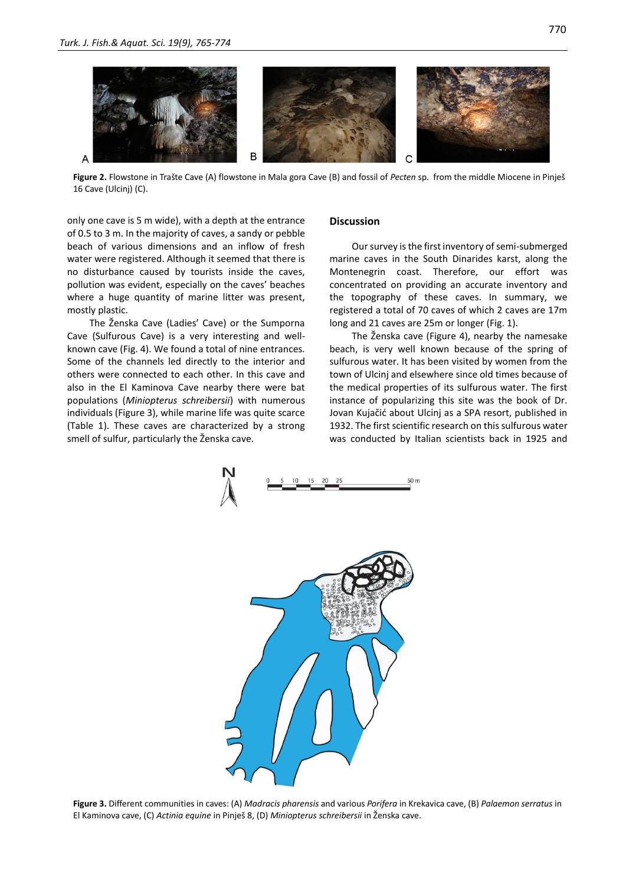**Figure 2.** Flowstone in Trašte Cave (A) flowstone in Mala gora Cave (B) and fossil of *Pecten* sp. from the middle Miocene in Pinješ 16 Cave (Ulcinj) (C).

only one cave is 5 m wide), with a depth at the entrance of 0.5 to 3 m. In the majority of caves, a sandy or pebble beach of various dimensions and an inflow of fresh water were registered. Although it seemed that there is no disturbance caused by tourists inside the caves, pollution was evident, especially on the caves' beaches where a huge quantity of marine litter was present, mostly plastic.

The Ženska Cave (Ladies' Cave) or the Sumporna Cave (Sulfurous Cave) is a very interesting and well-known cave (Fig. 4). We found a total of nine entrances. Some of the channels led directly to the interior and others were connected to each other. In this cave and also in the El Kaminova Cave nearby there were bat populations (*Miniopterus schreibersii*) with numerous individuals (Figure 3), while marine life was quite scarce (Table 1). These caves are characterized by a strong smell of sulfur, particularly the Ženska cave.

## Discussion

Our survey is the first inventory of semi-submerged marine caves in the South Dinarides karst, along the Montenegrin coast. Therefore, our effort was concentrated on providing an accurate inventory and the topography of these caves. In summary, we registered a total of 70 caves of which 2 caves are 17m long and 21 caves are 25m or longer (Fig. 1).

The Ženska cave (Figure 4), nearby the namesake beach, is very well known because of the spring of sulfurous water. It has been visited by women from the town of Ulcinj and elsewhere since old times because of the medical properties of its sulfurous water. The first instance of popularizing this site was the book of Dr. Jovan Kujačić about Ulcinj as a SPA resort, published in 1932. The first scientific research on this sulfurous water was conducted by Italian scientists back in 1925 and

**Figure 3.** Different communities in caves: (A) *Madracis pharensis* and various *Porifera* in Krekavica cave, (B) *Palaemon serratus* in El Kaminova cave, (C) *Actinia equine* in Pinješ 8, (D) *Miniopterus schreibersii* in Ženska cave.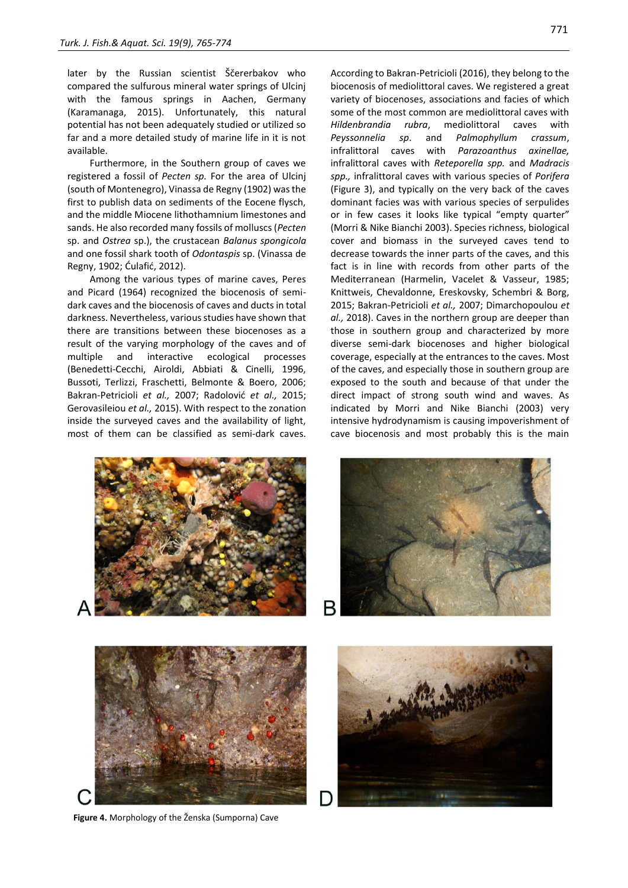later by the Russian scientist Ščererbakov who compared the sulfurous mineral water springs of Ulcinj with the famous springs in Aachen, Germany (Karamanaga, 2015). Unfortunately, this natural potential has not been adequately studied or utilized so far and a more detailed study of marine life in it is not available.

Furthermore, in the Southern group of caves we registered a fossil of *Pecten sp.* For the area of Ulcinj (south of Montenegro), Vinassa de Regny (1902) was the first to publish data on sediments of the Eocene flysch, and the middle Miocene lithothamnium limestones and sands. He also recorded many fossils of molluscs (*Pecten* sp. and *Ostrea* sp.), the crustacean *Balanus spongicola* and one fossil shark tooth of *Odontaspis* sp. (Vinassa de Regny, 1902; Ćulafić, 2012).

Among the various types of marine caves, Peres and Picard (1964) recognized the biocenosis of semi-dark caves and the biocenosis of caves and ducts in total darkness. Nevertheless, various studies have shown that there are transitions between these biocenoses as a result of the varying morphology of the caves and of multiple and interactive ecological processes (Benedetti-Cecchi, Airoldi, Abbiati & Cinelli, 1996, Bussoti, Terlizzi, Fraschetti, Belmonte & Boero, 2006; Bakran-Petricioli *et al.,* 2007; Radolović *et al.,* 2015; Gerovasileiou *et al.,* 2015). With respect to the zonation inside the surveyed caves and the availability of light, most of them can be classified as semi-dark caves. According to Bakran-Petricioli (2016), they belong to the biocenosis of mediolittoral caves. We registered a great variety of biocenoses, associations and facies of which some of the most common are mediolittoral caves with *Hildenbrandia rubra*, mediolittoral caves with *Peyssonnelia sp.* and *Palmophyllum crassum*, infralittoral caves with *Parazoanthus axinellae,* infralittoral caves with *Reteporella spp.* and *Madracis spp.,* infralittoral caves with various species of *Porifera* (Figure 3), and typically on the very back of the caves dominant facies was with various species of serpulides or in few cases it looks like typical "empty quarter" (Morri & Nike Bianchi 2003). Species richness, biological cover and biomass in the surveyed caves tend to decrease towards the inner parts of the caves, and this fact is in line with records from other parts of the Mediterranean (Harmelin, Vacelet & Vasseur, 1985; Knittweis, Chevaldonne, Ereskovsky, Schembri & Borg, 2015; Bakran-Petricioli *et al.,* 2007; Dimarchopoulou *et al.,* 2018). Caves in the northern group are deeper than those in southern group and characterized by more diverse semi-dark biocenoses and higher biological coverage, especially at the entrances to the caves. Most of the caves, and especially those in southern group are exposed to the south and because of that under the direct impact of strong south wind and waves. As indicated by Morri and Nike Bianchi (2003) very intensive hydrodynamism is causing impoverishment of cave biocenosis and most probably this is the main

**Figure 4.** Morphology of the Ženska (Sumporna) Cave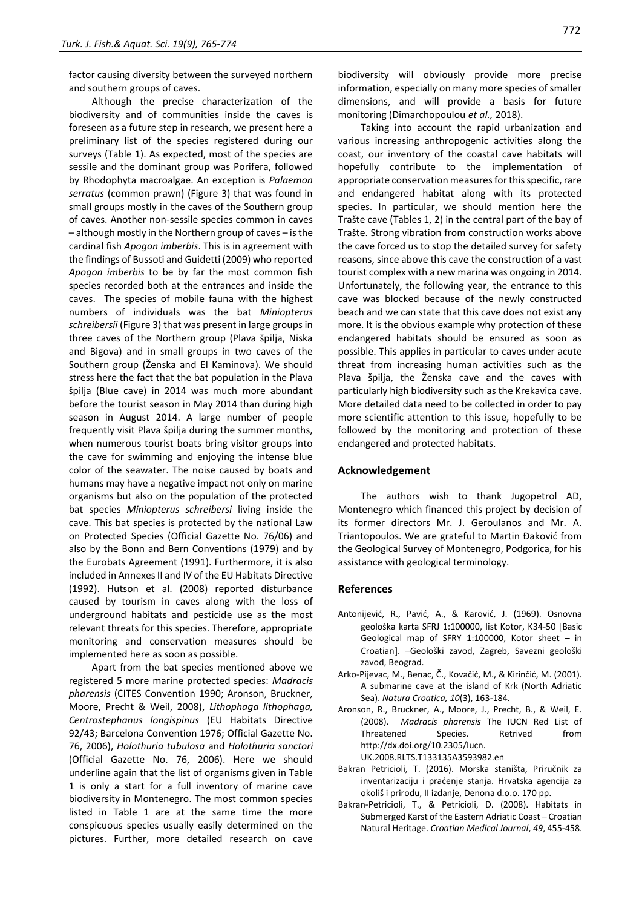factor causing diversity between the surveyed northern and southern groups of caves.

Although the precise characterization of the biodiversity and of communities inside the caves is foreseen as a future step in research, we present here a preliminary list of the species registered during our surveys (Table 1). As expected, most of the species are sessile and the dominant group was Porifera, followed by Rhodophyta macroalgae. An exception is *Palaemon serratus* (common prawn) (Figure 3) that was found in small groups mostly in the caves of the Southern group of caves. Another non-sessile species common in caves – although mostly in the Northern group of caves – is the cardinal fish *Apogon imberbis*. This is in agreement with the findings of Bussoti and Guidetti (2009) who reported *Apogon imberbis* to be by far the most common fish species recorded both at the entrances and inside the caves. The species of mobile fauna with the highest numbers of individuals was the bat *Miniopterus schreibersii* (Figure 3) that was present in large groups in three caves of the Northern group (Plava špilja, Niska and Bigova) and in small groups in two caves of the Southern group (Ženska and El Kaminova). We should stress here the fact that the bat population in the Plava špilja (Blue cave) in 2014 was much more abundant before the tourist season in May 2014 than during high season in August 2014. A large number of people frequently visit Plava špilja during the summer months, when numerous tourist boats bring visitor groups into the cave for swimming and enjoying the intense blue color of the seawater. The noise caused by boats and humans may have a negative impact not only on marine organisms but also on the population of the protected bat species *Miniopterus schreibersi* living inside the cave. This bat species is protected by the national Law on Protected Species (Official Gazette No. 76/06) and also by the Bonn and Bern Conventions (1979) and by the Eurobats Agreement (1991). Furthermore, it is also included in Annexes II and IV of the EU Habitats Directive (1992). Hutson et al. (2008) reported disturbance caused by tourism in caves along with the loss of underground habitats and pesticide use as the most relevant threats for this species. Therefore, appropriate monitoring and conservation measures should be implemented here as soon as possible.

Apart from the bat species mentioned above we registered 5 more marine protected species: *Madracis pharensis* (CITES Convention 1990; Aronson, Bruckner, Moore, Precht & Weil, 2008), *Lithophaga lithophaga, Centrostephanus longispinus* (EU Habitats Directive 92/43; Barcelona Convention 1976; Official Gazette No. 76, 2006), *Holothuria tubulosa* and *Holothuria sanctori* (Official Gazette No. 76, 2006). Here we should underline again that the list of organisms given in Table 1 is only a start for a full inventory of marine cave biodiversity in Montenegro. The most common species listed in Table 1 are at the same time the more conspicuous species usually easily determined on the pictures. Further, more detailed research on cave biodiversity will obviously provide more precise information, especially on many more species of smaller dimensions, and will provide a basis for future monitoring (Dimarchopoulou *et al.,* 2018).

Taking into account the rapid urbanization and various increasing anthropogenic activities along the coast, our inventory of the coastal cave habitats will hopefully contribute to the implementation of appropriate conservation measures for this specific, rare and endangered habitat along with its protected species. In particular, we should mention here the Trašte cave (Tables 1, 2) in the central part of the bay of Trašte. Strong vibration from construction works above the cave forced us to stop the detailed survey for safety reasons, since above this cave the construction of a vast tourist complex with a new marina was ongoing in 2014. Unfortunately, the following year, the entrance to this cave was blocked because of the newly constructed beach and we can state that this cave does not exist any more. It is the obvious example why protection of these endangered habitats should be ensured as soon as possible. This applies in particular to caves under acute threat from increasing human activities such as the Plava špilja, the Ženska cave and the caves with particularly high biodiversity such as the Krekavica cave. More detailed data need to be collected in order to pay more scientific attention to this issue, hopefully to be followed by the monitoring and protection of these endangered and protected habitats.

## Acknowledgement

The authors wish to thank Jugopetrol AD, Montenegro which financed this project by decision of its former directors Mr. J. Geroulanos and Mr. A. Triantopoulos. We are grateful to Martin Đaković from the Geological Survey of Montenegro, Podgorica, for his assistance with geological terminology.

## References

Antonijević, R., Pavić, A., & Karović, J. (1969). Osnovna geološka karta SFRJ 1:100000, list Kotor, K34-50 [Basic Geological map of SFRY 1:100000, Kotor sheet – in Croatian]. –Geološki zavod, Zagreb, Savezni geološki zavod, Beograd.

Arko-Pijevac, M., Benac, Č., Kovačić, M., & Kirinčić, M. (2001). A submarine cave at the island of Krk (North Adriatic Sea). *Natura Croatica, 10*(3), 163-184.

Aronson, R., Bruckner, A., Moore, J., Precht, B., & Weil, E. (2008). *Madracis pharensis* The IUCN Red List of Threatened Species. Retrived from http://dx.doi.org/10.2305/Iucn. UK.2008.RLTS.T133135A3593982.en

Bakran Petricioli, T. (2016). Morska staništa, Priručnik za inventarizaciju i praćenje stanja. Hrvatska agencija za okoliš i prirodu, II izdanje, Denona d.o.o. 170 pp.

Bakran-Petricioli, T., & Petricioli, D. (2008). Habitats in Submerged Karst of the Eastern Adriatic Coast – Croatian Natural Heritage. *Croatian Medical Journal*, *49*, 455-458.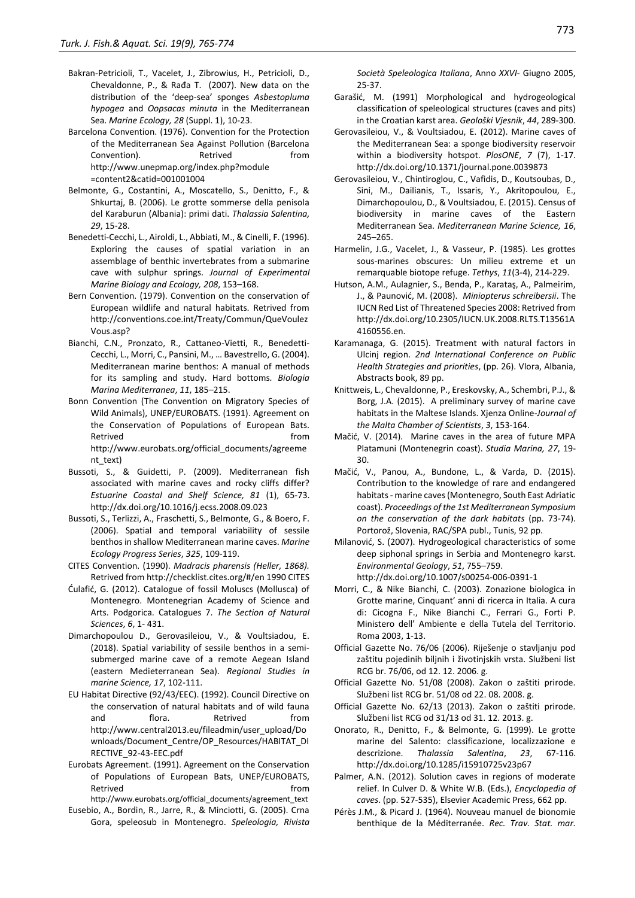Bakran-Petricioli, T., Vacelet, J., Zibrowius, H., Petricioli, D., Chevaldonne, P., & Rađa T. (2007). New data on the distribution of the 'deep-sea' sponges *Asbestopluma hypogea* and *Oopsacas minuta* in the Mediterranean Sea. *Marine Ecology, 28* (Suppl. 1), 10-23.

Barcelona Convention. (1976). Convention for the Protection of the Mediterranean Sea Against Pollution (Barcelona Convention). Retrived from http://www.unepmap.org/index.php?module =content2&catid=001001004

Belmonte, G., Costantini, A., Moscatello, S., Denitto, F., & Shkurtaj, B. (2006). Le grotte sommerse della penisola del Karaburun (Albania): primi dati. *Thalassia Salentina, 29*, 15-28.

Benedetti-Cecchi, L., Airoldi, L., Abbiati, M., & Cinelli, F. (1996). Exploring the causes of spatial variation in an assemblage of benthic invertebrates from a submarine cave with sulphur springs. *Journal of Experimental Marine Biology and Ecology, 208*, 153–168.

Bern Convention. (1979). Convention on the conservation of European wildlife and natural habitats. Retrived from http://conventions.coe.int/Treaty/Commun/QueVoulezVous.asp?

Bianchi, C.N., Pronzato, R., Cattaneo-Vietti, R., Benedetti-Cecchi, L., Morri, C., Pansini, M., … Bavestrello, G. (2004). Mediterranean marine benthos: A manual of methods for its sampling and study. Hard bottoms. *Biologia Marina Mediterranea*, *11*, 185–215.

Bonn Convention (The Convention on Migratory Species of Wild Animals), UNEP/EUROBATS. (1991). Agreement on the Conservation of Populations of European Bats. Retrived from http://www.eurobats.org/official_documents/agreement_text)

Bussoti, S., & Guidetti, P. (2009). Mediterranean fish associated with marine caves and rocky cliffs differ? *Estuarine Coastal and Shelf Science, 81* (1), 65-73. http://dx.doi.org/10.1016/j.ecss.2008.09.023

Bussoti, S., Terlizzi, A., Fraschetti, S., Belmonte, G., & Boero, F. (2006). Spatial and temporal variability of sessile benthos in shallow Mediterranean marine caves. *Marine Ecology Progress Series*, *325*, 109-119.

CITES Convention. (1990). *Madracis pharensis (Heller, 1868).* Retrived from http://checklist.cites.org/#/en 1990 CITES

Ćulafić, G. (2012). Catalogue of fossil Moluscs (Mollusca) of Montenegro. Montenegrian Academy of Science and Arts. Podgorica. Catalogues 7. *The Section of Natural Sciences*, *6*, 1- 431.

Dimarchopoulou D., Gerovasileiou, V., & Voultsiadou, E. (2018). Spatial variability of sessile benthos in a semi-submerged marine cave of a remote Aegean Island (eastern Medieterranean Sea). *Regional Studies in marine Science, 17*, 102-111.

EU Habitat Directive (92/43/EEC). (1992). Council Directive on the conservation of natural habitats and of wild fauna and flora. Retrived from http://www.central2013.eu/fileadmin/user_upload/Downloads/Document_Centre/OP_Resources/HABITAT_DIRECTIVE_92-43-EEC.pdf

Eurobats Agreement. (1991). Agreement on the Conservation of Populations of European Bats, UNEP/EUROBATS, Retrived from http://www.eurobats.org/official_documents/agreement_text

Eusebio, A., Bordin, R., Jarre, R., & Minciotti, G. (2005). Crna Gora, speleosub in Montenegro. *Speleologia, Rivista Società Speleologica Italiana*, Anno *XXVI*- Giugno 2005, 25-37.

Garašić, M. (1991) Morphological and hydrogeological classification of speleological structures (caves and pits) in the Croatian karst area. *Geološki Vjesnik*, *44*, 289-300.

Gerovasileiou, V., & Voultsiadou, E. (2012). Marine caves of the Mediterranean Sea: a sponge biodiversity reservoir within a biodiversity hotspot. *PlosONE*, *7* (7), 1-17. http://dx.doi.org/10.1371/journal.pone.0039873

Gerovasileiou, V., Chintiroglou, C., Vafidis, D., Koutsoubas, D., Sini, M., Dailianis, T., Issaris, Y., Akritopoulou, E., Dimarchopoulou, D., & Voultsiadou, E. (2015). Census of biodiversity in marine caves of the Eastern Mediterranean Sea. *Mediterranean Marine Science, 16*, 245–265.

Harmelin, J.G., Vacelet, J., & Vasseur, P. (1985). Les grottes sous-marines obscures: Un milieu extreme et un remarquable biotope refuge. *Tethys*, *11*(3-4), 214-229.

Hutson, A.M., Aulagnier, S., Benda, P., Karataş, A., Palmeirim, J., & Paunović, M. (2008). *Miniopterus schreibersii*. The IUCN Red List of Threatened Species 2008: Retrived from http://dx.doi.org/10.2305/IUCN.UK.2008.RLTS.T13561A4160556.en.

Karamanaga, G. (2015). Treatment with natural factors in Ulcinj region. *2nd International Conference on Public Health Strategies and priorities*, (pp. 26). Vlora, Albania, Abstracts book, 89 pp.

Knittweis, L., Chevaldonne, P., Ereskovsky, A., Schembri, P.J., & Borg, J.A. (2015). A preliminary survey of marine cave habitats in the Maltese Islands. Xjenza Online-*Journal of the Malta Chamber of Scientists*, *3*, 153-164.

Mačić, V. (2014). Marine caves in the area of future MPA Platamuni (Montenegrin coast). *Studia Marina, 27*, 19-30.

Mačić, V., Panou, A., Bundone, L., & Varda, D. (2015). Contribution to the knowledge of rare and endangered habitats - marine caves (Montenegro, South East Adriatic coast). *Proceedings of the 1st Mediterranean Symposium on the conservation of the dark habitats* (pp. 73-74). Portorož, Slovenia, RAC/SPA publ., Tunis, 92 pp.

Milanović, S. (2007). Hydrogeological characteristics of some deep siphonal springs in Serbia and Montenegro karst. *Environmental Geology*, *51*, 755–759. http://dx.doi.org/10.1007/s00254-006-0391-1

Morri, C., & Nike Bianchi, C. (2003). Zonazione biologica in Grotte marine, Cinquant' anni di ricerca in Italia. A cura di: Cicogna F., Nike Bianchi C., Ferrari G., Forti P. Ministero dell' Ambiente e della Tutela del Territorio. Roma 2003, 1-13.

Official Gazette No. 76/06 (2006). Riješenje o stavljanju pod zaštitu pojedinih biljnih i životinjskih vrsta. Službeni list RCG br. 76/06, od 12. 12. 2006. g.

Official Gazette No. 51/08 (2008). Zakon o zaštiti prirode. Službeni list RCG br. 51/08 od 22. 08. 2008. g.

Official Gazette No. 62/13 (2013). Zakon o zaštiti prirode. Službeni list RCG od 31/13 od 31. 12. 2013. g.

Onorato, R., Denitto, F., & Belmonte, G. (1999). Le grotte marine del Salento: classificazione, localizzazione e descrizione. *Thalassia Salentina*, *23*, 67-116. http://dx.doi.org/10.1285/i15910725v23p67

Palmer, A.N. (2012). Solution caves in regions of moderate relief. In Culver D. & White W.B. (Eds.), *Encyclopedia of caves*. (pp. 527-535), Elsevier Academic Press, 662 pp.

Pérès J.M., & Picard J. (1964). Nouveau manuel de bionomie benthique de la Méditerranée. *Rec. Trav. Stat. mar.*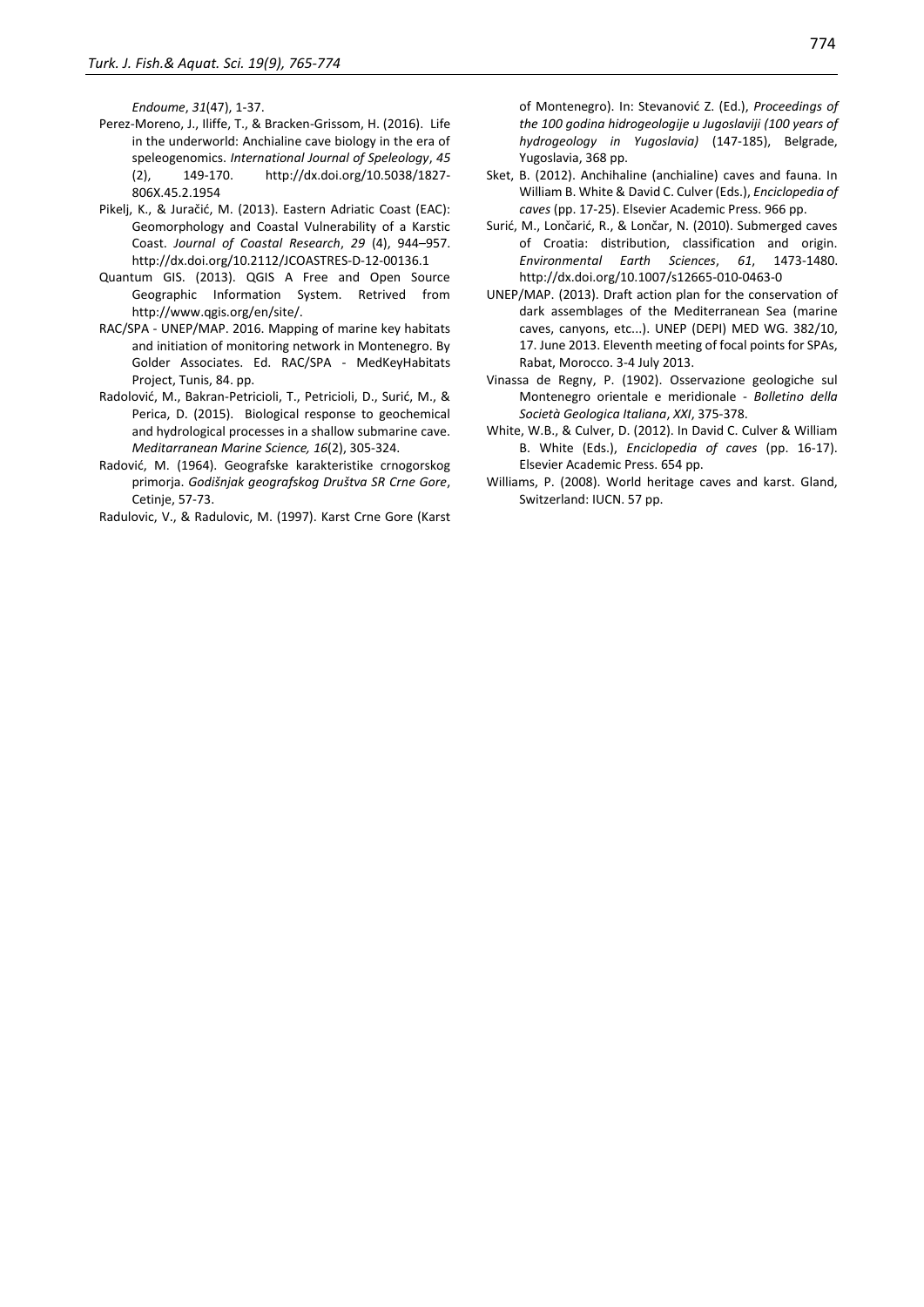*Endoume*, *31*(47), 1-37.

Perez-Moreno, J., Iliffe, T., & Bracken-Grissom, H. (2016). Life in the underworld: Anchialine cave biology in the era of speleogenomics. *International Journal of Speleology*, *45* (2), 149-170. http://dx.doi.org/10.5038/1827-806X.45.2.1954

Pikelj, K., & Juračić, M. (2013). Eastern Adriatic Coast (EAC): Geomorphology and Coastal Vulnerability of a Karstic Coast. *Journal of Coastal Research*, *29* (4), 944–957. http://dx.doi.org/10.2112/JCOASTRES-D-12-00136.1

Quantum GIS. (2013). QGIS A Free and Open Source Geographic Information System. Retrived from http://www.qgis.org/en/site/.

RAC/SPA - UNEP/MAP. 2016. Mapping of marine key habitats and initiation of monitoring network in Montenegro. By Golder Associates. Ed. RAC/SPA - MedKeyHabitats Project, Tunis, 84. pp.

Radolović, M., Bakran-Petricioli, T., Petricioli, D., Surić, M., & Perica, D. (2015). Biological response to geochemical and hydrological processes in a shallow submarine cave. *Meditarranean Marine Science, 16*(2), 305-324.

Radović, M. (1964). Geografske karakteristike crnogorskog primorja. *Godišnjak geografskog Društva SR Crne Gore*, Cetinje, 57-73.

Radulovic, V., & Radulovic, M. (1997). Karst Crne Gore (Karst of Montenegro). In: Stevanović Z. (Ed.), *Proceedings of the 100 godina hidrogeologije u Jugoslaviji (100 years of hydrogeology in Yugoslavia)* (147-185), Belgrade, Yugoslavia, 368 pp.

Sket, B. (2012). Anchihaline (anchialine) caves and fauna. In William B. White & David C. Culver (Eds.), *Enciclopedia of caves* (pp. 17-25). Elsevier Academic Press. 966 pp.

Surić, M., Lončarić, R., & Lončar, N. (2010). Submerged caves of Croatia: distribution, classification and origin. *Environmental Earth Sciences*, *61*, 1473-1480. http://dx.doi.org/10.1007/s12665-010-0463-0

UNEP/MAP. (2013). Draft action plan for the conservation of dark assemblages of the Mediterranean Sea (marine caves, canyons, etc...). UNEP (DEPI) MED WG. 382/10, 17. June 2013. Eleventh meeting of focal points for SPAs, Rabat, Morocco. 3-4 July 2013.

Vinassa de Regny, P. (1902). Osservazione geologiche sul Montenegro orientale e meridionale - *Bolletino della Società Geologica Italiana*, *XXI*, 375-378.

White, W.B., & Culver, D. (2012). In David C. Culver & William B. White (Eds.), *Enciclopedia of caves* (pp. 16-17). Elsevier Academic Press. 654 pp.

Williams, P. (2008). World heritage caves and karst. Gland, Switzerland: IUCN. 57 pp.